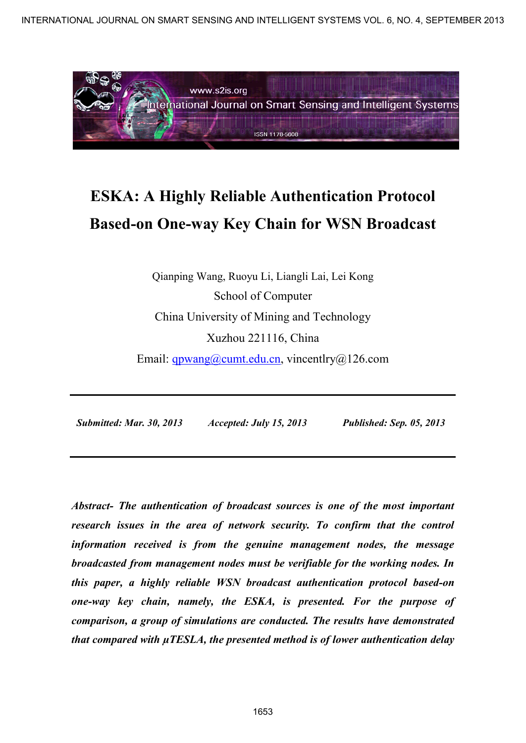# ESKA: A Highly Reliable Authentication Protocol Based-on One-way Key Chain for WSN Broadcast

Qianping Wang, Ruoyu Li, Liangli Lai, Lei Kong

School of Computer

China University of Mining and Technology

Xuzhou 221116, China

Email: qpwang@cumt.edu.cn, vincentlry@126.com

---

*Submitted: Mar. 30, 2013* *Accepted: July 15, 2013* *Published: Sep. 05, 2013*

---

***Abstract- The authentication of broadcast sources is one of the most important research issues in the area of network security. To confirm that the control information received is from the genuine management nodes, the message broadcasted from management nodes must be verifiable for the working nodes. In this paper, a highly reliable WSN broadcast authentication protocol based-on one-way key chain, namely, the ESKA, is presented. For the purpose of comparison, a group of simulations are conducted. The results have demonstrated that compared with μTESLA, the presented method is of lower authentication delay***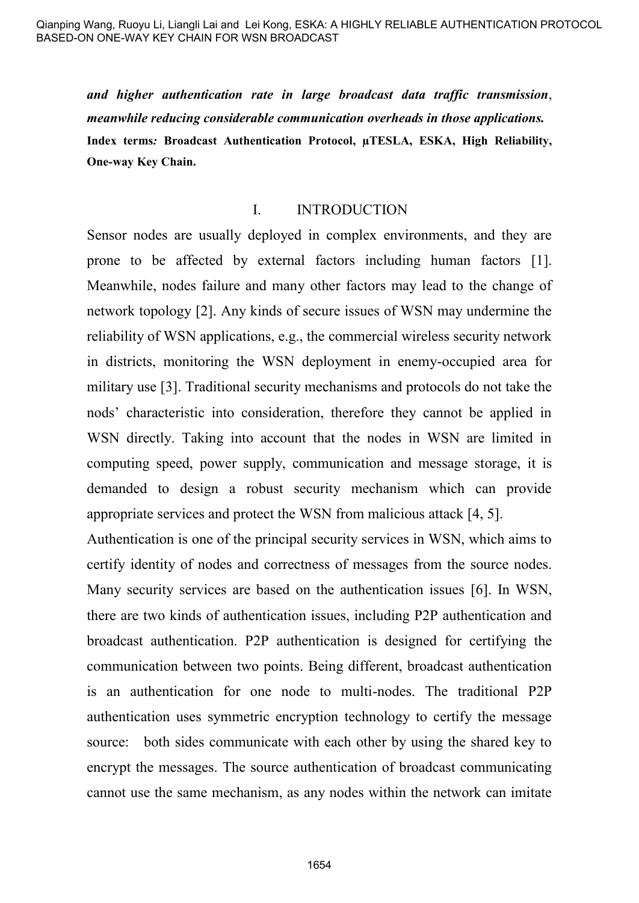***and higher authentication rate in large broadcast data traffic transmission*, *meanwhile reducing considerable communication overheads in those applications.***

**Index terms*:* Broadcast Authentication Protocol, µTESLA, ESKA, High Reliability, One-way Key Chain.**

## I. INTRODUCTION

Sensor nodes are usually deployed in complex environments, and they are prone to be affected by external factors including human factors [1]. Meanwhile, nodes failure and many other factors may lead to the change of network topology [2]. Any kinds of secure issues of WSN may undermine the reliability of WSN applications, e.g., the commercial wireless security network in districts, monitoring the WSN deployment in enemy-occupied area for military use [3]. Traditional security mechanisms and protocols do not take the nods' characteristic into consideration, therefore they cannot be applied in WSN directly. Taking into account that the nodes in WSN are limited in computing speed, power supply, communication and message storage, it is demanded to design a robust security mechanism which can provide appropriate services and protect the WSN from malicious attack [4, 5].

Authentication is one of the principal security services in WSN, which aims to certify identity of nodes and correctness of messages from the source nodes. Many security services are based on the authentication issues [6]. In WSN, there are two kinds of authentication issues, including P2P authentication and broadcast authentication. P2P authentication is designed for certifying the communication between two points. Being different, broadcast authentication is an authentication for one node to multi-nodes. The traditional P2P authentication uses symmetric encryption technology to certify the message source: both sides communicate with each other by using the shared key to encrypt the messages. The source authentication of broadcast communicating cannot use the same mechanism, as any nodes within the network can imitate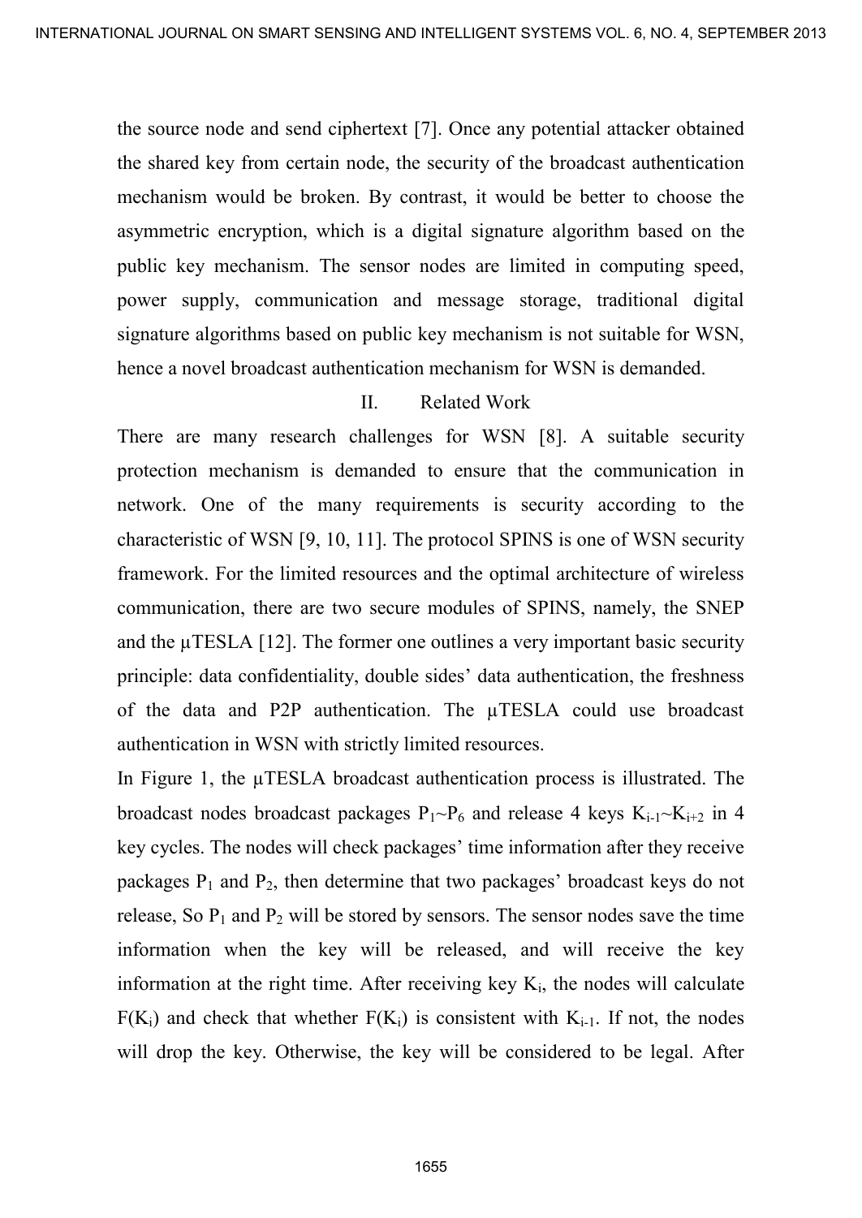the source node and send ciphertext [7]. Once any potential attacker obtained the shared key from certain node, the security of the broadcast authentication mechanism would be broken. By contrast, it would be better to choose the asymmetric encryption, which is a digital signature algorithm based on the public key mechanism. The sensor nodes are limited in computing speed, power supply, communication and message storage, traditional digital signature algorithms based on public key mechanism is not suitable for WSN, hence a novel broadcast authentication mechanism for WSN is demanded.

## II. Related Work

There are many research challenges for WSN [8]. A suitable security protection mechanism is demanded to ensure that the communication in network. One of the many requirements is security according to the characteristic of WSN [9, 10, 11]. The protocol SPINS is one of WSN security framework. For the limited resources and the optimal architecture of wireless communication, there are two secure modules of SPINS, namely, the SNEP and the μTESLA [12]. The former one outlines a very important basic security principle: data confidentiality, double sides' data authentication, the freshness of the data and P2P authentication. The μTESLA could use broadcast authentication in WSN with strictly limited resources.

In Figure 1, the μTESLA broadcast authentication process is illustrated. The broadcast nodes broadcast packages $P_1$~$P_6$ and release 4 keys $K_{i-1}$~$K_{i+2}$ in 4 key cycles. The nodes will check packages' time information after they receive packages $P_1$ and $P_2$, then determine that two packages' broadcast keys do not release, So $P_1$ and $P_2$ will be stored by sensors. The sensor nodes save the time information when the key will be released, and will receive the key information at the right time. After receiving key $K_i$, the nodes will calculate $F(K_i)$ and check that whether $F(K_i)$ is consistent with $K_{i-1}$. If not, the nodes will drop the key. Otherwise, the key will be considered to be legal. After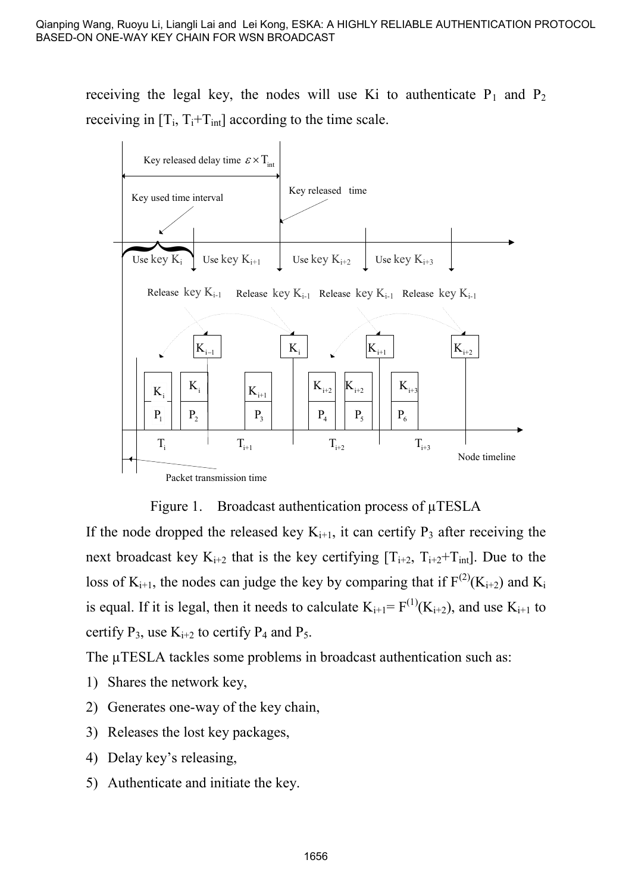receiving the legal key, the nodes will use Ki to authenticate $P_1$ and $P_2$ receiving in $[T_i, T_i+T_{int}]$ according to the time scale.

Figure 1. Broadcast authentication process of µTESLA

If the node dropped the released key $K_{i+1}$, it can certify $P_3$ after receiving the next broadcast key $K_{i+2}$ that is the key certifying $[T_{i+2}, T_{i+2}+T_{int}]$. Due to the loss of $K_{i+1}$, the nodes can judge the key by comparing that if $F^{(2)}(K_{i+2})$ and $K_i$ is equal. If it is legal, then it needs to calculate $K_{i+1}= F^{(1)}(K_{i+2})$, and use $K_{i+1}$ to certify $P_3$, use $K_{i+2}$ to certify $P_4$ and $P_5$.

The µTESLA tackles some problems in broadcast authentication such as:

1) Shares the network key,
2) Generates one-way of the key chain,
3) Releases the lost key packages,
4) Delay key's releasing,
5) Authenticate and initiate the key.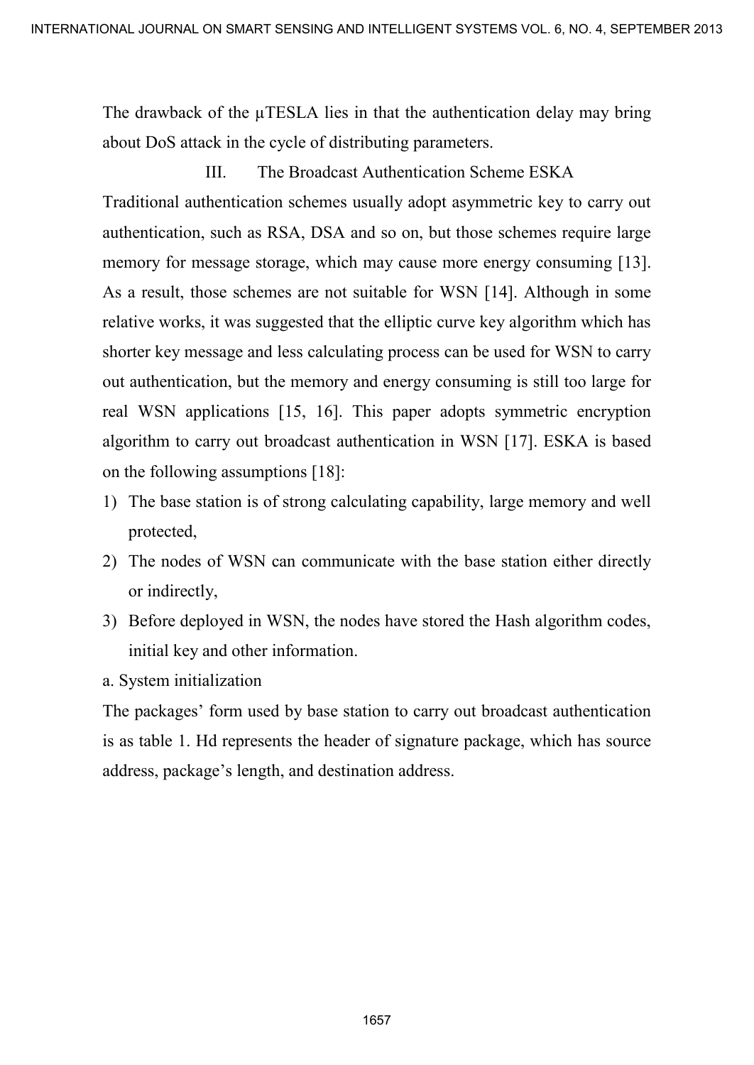The drawback of the μTESLA lies in that the authentication delay may bring about DoS attack in the cycle of distributing parameters.

## III. The Broadcast Authentication Scheme ESKA

Traditional authentication schemes usually adopt asymmetric key to carry out authentication, such as RSA, DSA and so on, but those schemes require large memory for message storage, which may cause more energy consuming [13]. As a result, those schemes are not suitable for WSN [14]. Although in some relative works, it was suggested that the elliptic curve key algorithm which has shorter key message and less calculating process can be used for WSN to carry out authentication, but the memory and energy consuming is still too large for real WSN applications [15, 16]. This paper adopts symmetric encryption algorithm to carry out broadcast authentication in WSN [17]. ESKA is based on the following assumptions [18]:

1) The base station is of strong calculating capability, large memory and well protected,
2) The nodes of WSN can communicate with the base station either directly or indirectly,
3) Before deployed in WSN, the nodes have stored the Hash algorithm codes, initial key and other information.

### a. System initialization

The packages' form used by base station to carry out broadcast authentication is as table 1. Hd represents the header of signature package, which has source address, package's length, and destination address.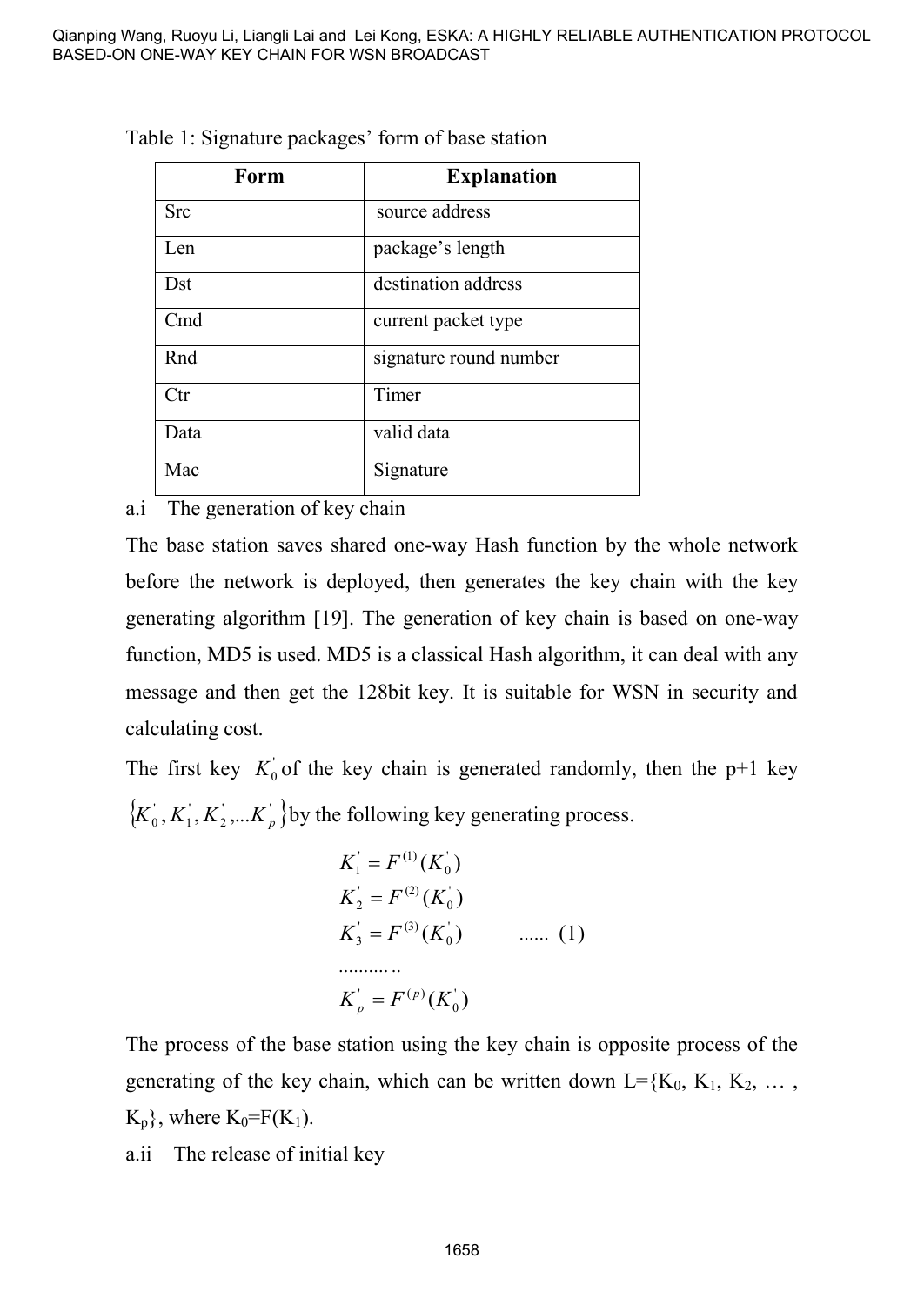Table 1: Signature packages' form of base station

| Form | Explanation |
| --- | --- |
| Src | source address |
| Len | package's length |
| Dst | destination address |
| Cmd | current packet type |
| Rnd | signature round number |
| Ctr | Timer |
| Data | valid data |
| Mac | Signature |

a.i The generation of key chain

The base station saves shared one-way Hash function by the whole network before the network is deployed, then generates the key chain with the key generating algorithm [19]. The generation of key chain is based on one-way function, MD5 is used. MD5 is a classical Hash algorithm, it can deal with any message and then get the 128bit key. It is suitable for WSN in security and calculating cost.

The first key $K_0^{'}$ of the key chain is generated randomly, then the p+1 key $\{K_0^{'}, K_1^{'}, K_2^{'}, ...K_p^{'}\}$ by the following key generating process.

$$
\begin{aligned}
&K_1^{'} = F^{(1)}(K_0^{'}) \\
&K_2^{'} = F^{(2)}(K_0^{'}) \\
&K_3^{'} = F^{(3)}(K_0^{'}) \qquad \text{......} \quad (1) \\
&\text{............} \\
&K_p^{'} = F^{(p)}(K_0^{'})
\end{aligned}
$$

The process of the base station using the key chain is opposite process of the generating of the key chain, which can be written down L={$K_0$, $K_1$, $K_2$, … , $K_p$}, where $K_0$=F($K_1$).

a.ii The release of initial key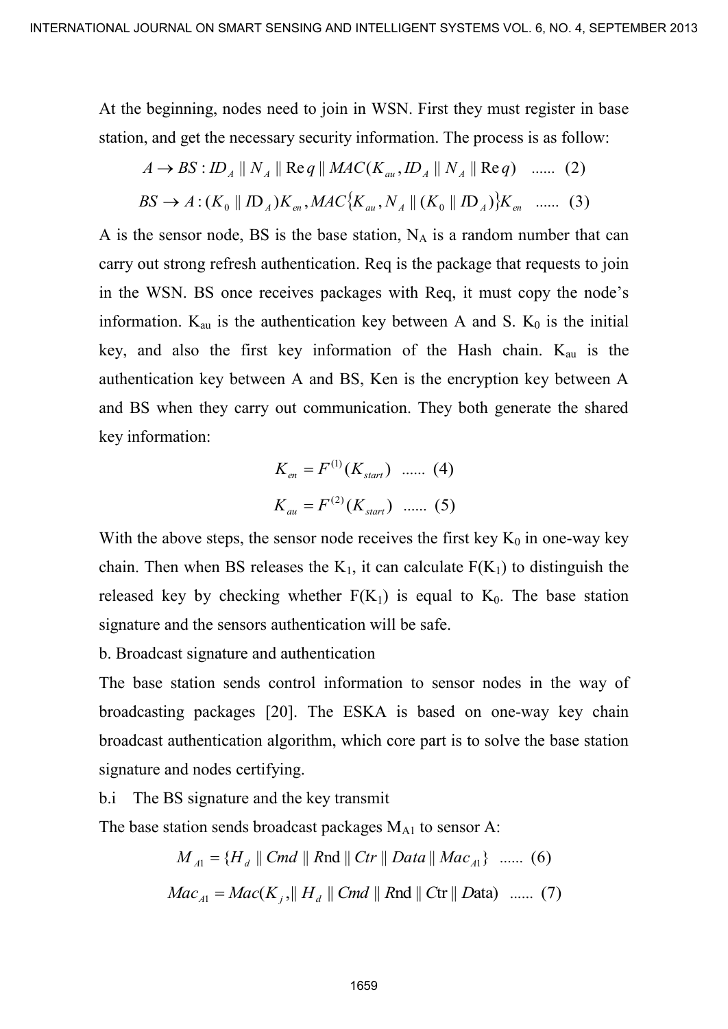At the beginning, nodes need to join in WSN. First they must register in base station, and get the necessary security information. The process is as follow:

$$A \rightarrow BS : ID_A \parallel N_A \parallel \mathrm{Re}\,q \parallel MAC(K_{au}, ID_A \parallel N_A \parallel \mathrm{Re}\,q) \quad ...... \ (2)$$

$$BS \rightarrow A : (K_0 \parallel ID_A)K_{en}, MAC\{K_{au}, N_A \parallel (K_0 \parallel ID_A)\}K_{en} \quad ...... \ (3)$$

A is the sensor node, BS is the base station, $N_A$ is a random number that can carry out strong refresh authentication. Req is the package that requests to join in the WSN. BS once receives packages with Req, it must copy the node's information. $K_{au}$ is the authentication key between A and S. $K_0$ is the initial key, and also the first key information of the Hash chain. $K_{au}$ is the authentication key between A and BS, Ken is the encryption key between A and BS when they carry out communication. They both generate the shared key information:

$$K_{en} = F^{(1)}(K_{start}) \quad ...... \ (4)$$

$$K_{au} = F^{(2)}(K_{start}) \quad ...... \ (5)$$

With the above steps, the sensor node receives the first key $K_0$ in one-way key chain. Then when BS releases the $K_1$, it can calculate $F(K_1)$ to distinguish the released key by checking whether $F(K_1)$ is equal to $K_0$. The base station signature and the sensors authentication will be safe.

b. Broadcast signature and authentication

The base station sends control information to sensor nodes in the way of broadcasting packages [20]. The ESKA is based on one-way key chain broadcast authentication algorithm, which core part is to solve the base station signature and nodes certifying.

b.i The BS signature and the key transmit

The base station sends broadcast packages $M_{A1}$ to sensor A:

$$M_{A1} = \{H_d \parallel Cmd \parallel R\mathrm{nd} \parallel Ctr \parallel Data \parallel Mac_{A1}\} \quad ...... \ (6)$$

$$Mac_{A1} = Mac(K_j, \parallel H_d \parallel Cmd \parallel R\mathrm{nd} \parallel C\mathrm{tr} \parallel D\mathrm{ata}) \quad ...... \ (7)$$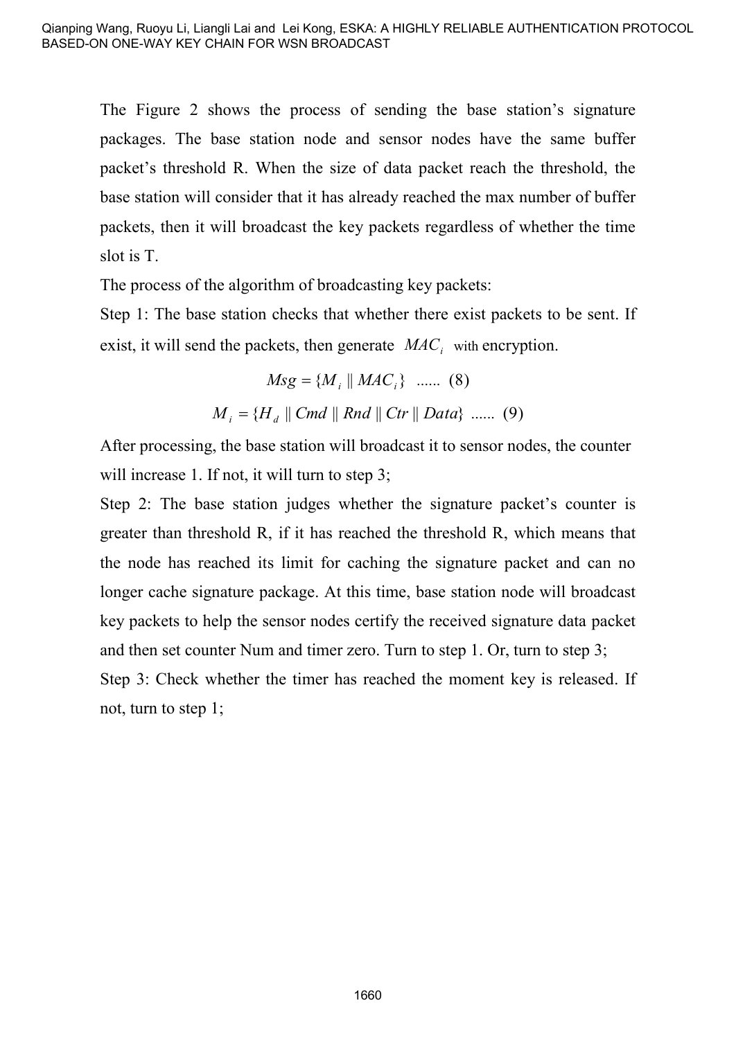The Figure 2 shows the process of sending the base station's signature packages. The base station node and sensor nodes have the same buffer packet's threshold R. When the size of data packet reach the threshold, the base station will consider that it has already reached the max number of buffer packets, then it will broadcast the key packets regardless of whether the time slot is T.

The process of the algorithm of broadcasting key packets:

Step 1: The base station checks that whether there exist packets to be sent. If exist, it will send the packets, then generate $MAC_i$ with encryption.

$$Msg = \{M_i \parallel MAC_i\} \quad ...... \ (8)$$

$$M_i = \{H_d \parallel Cmd \parallel Rnd \parallel Ctr \parallel Data\} \quad ...... \ (9)$$

After processing, the base station will broadcast it to sensor nodes, the counter will increase 1. If not, it will turn to step 3;

Step 2: The base station judges whether the signature packet's counter is greater than threshold R, if it has reached the threshold R, which means that the node has reached its limit for caching the signature packet and can no longer cache signature package. At this time, base station node will broadcast key packets to help the sensor nodes certify the received signature data packet and then set counter Num and timer zero. Turn to step 1. Or, turn to step 3;

Step 3: Check whether the timer has reached the moment key is released. If not, turn to step 1;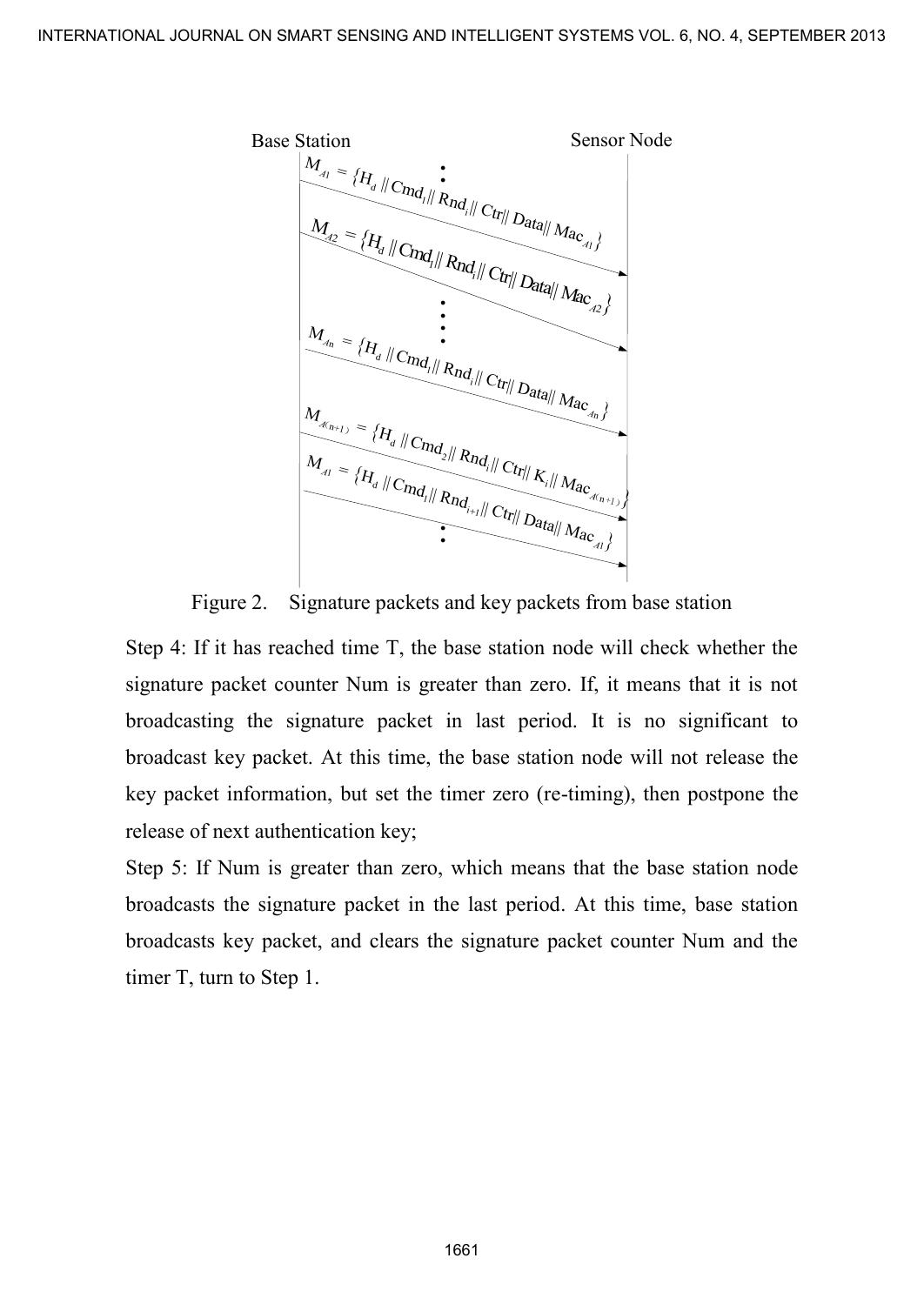Base Station — Sensor Node

$M_{A1} = \{H_d \| Cmd_1 \| Rnd_i \| Ctr \| Data \| Mac_{A1}\}$

$M_{A2} = \{H_d \| Cmd_1 \| Rnd_i \| Ctr \| Data \| Mac_{A2}\}$

⋮

$M_{An} = \{H_d \| Cmd_1 \| Rnd_i \| Ctr \| Data \| Mac_{An}\}$

$M_{A(n+1)} = \{H_d \| Cmd_2 \| Rnd_i \| Ctr \| K_i \| Mac_{A(n+1)}\}$

$M_{A1} = \{H_d \| Cmd_1 \| Rnd_{i+1} \| Ctr \| Data \| Mac_{A1}\}$

⋮

Figure 2. Signature packets and key packets from base station

Step 4: If it has reached time T, the base station node will check whether the signature packet counter Num is greater than zero. If, it means that it is not broadcasting the signature packet in last period. It is no significant to broadcast key packet. At this time, the base station node will not release the key packet information, but set the timer zero (re-timing), then postpone the release of next authentication key;

Step 5: If Num is greater than zero, which means that the base station node broadcasts the signature packet in the last period. At this time, base station broadcasts key packet, and clears the signature packet counter Num and the timer T, turn to Step 1.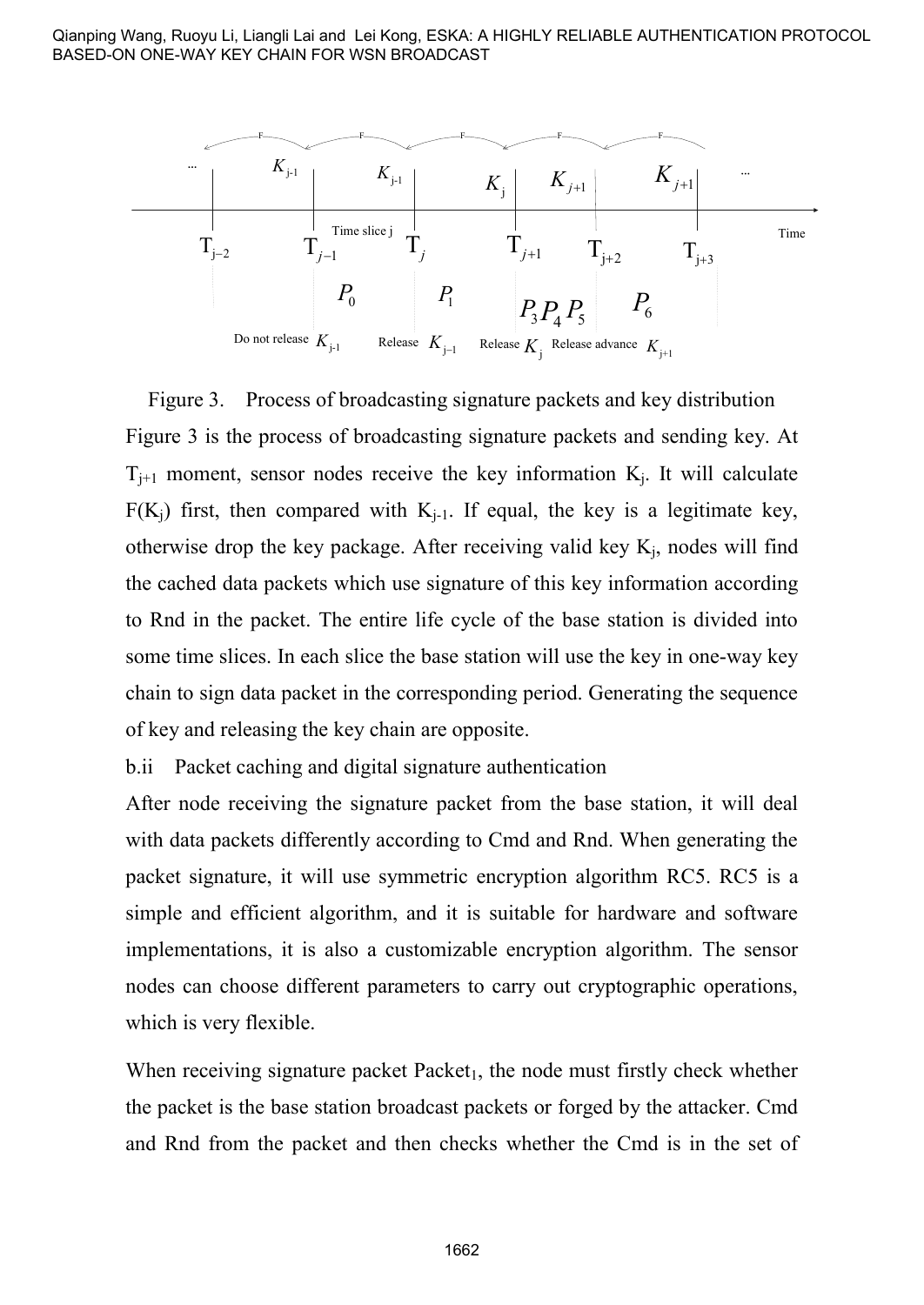Figure 3. Process of broadcasting signature packets and key distribution

Figure 3 is the process of broadcasting signature packets and sending key. At $T_{j+1}$ moment, sensor nodes receive the key information $K_j$. It will calculate $F(K_j)$ first, then compared with $K_{j-1}$. If equal, the key is a legitimate key, otherwise drop the key package. After receiving valid key $K_j$, nodes will find the cached data packets which use signature of this key information according to Rnd in the packet. The entire life cycle of the base station is divided into some time slices. In each slice the base station will use the key in one-way key chain to sign data packet in the corresponding period. Generating the sequence of key and releasing the key chain are opposite.

b.ii Packet caching and digital signature authentication

After node receiving the signature packet from the base station, it will deal with data packets differently according to Cmd and Rnd. When generating the packet signature, it will use symmetric encryption algorithm RC5. RC5 is a simple and efficient algorithm, and it is suitable for hardware and software implementations, it is also a customizable encryption algorithm. The sensor nodes can choose different parameters to carry out cryptographic operations, which is very flexible.

When receiving signature packet $Packet_1$, the node must firstly check whether the packet is the base station broadcast packets or forged by the attacker. Cmd and Rnd from the packet and then checks whether the Cmd is in the set of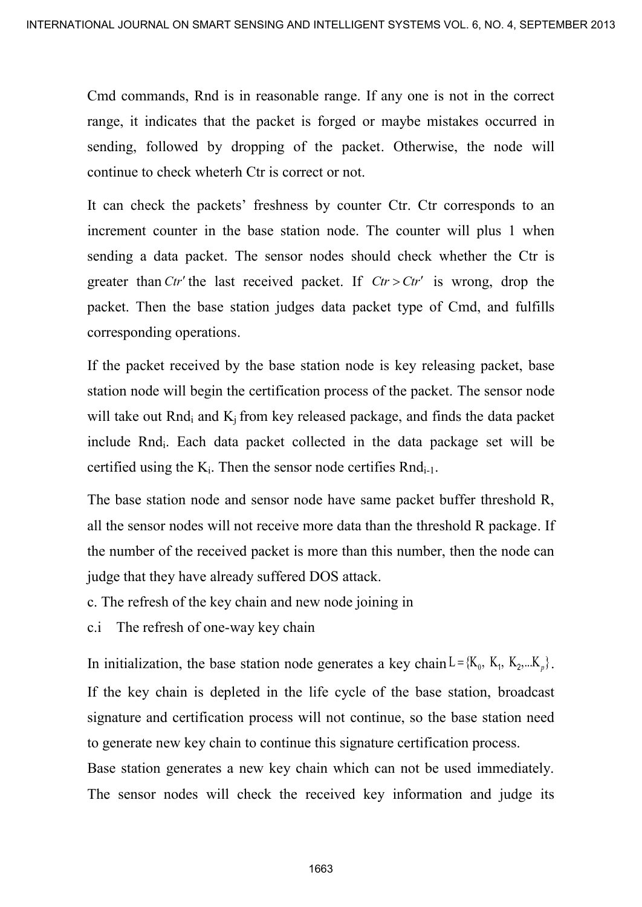Cmd commands, Rnd is in reasonable range. If any one is not in the correct range, it indicates that the packet is forged or maybe mistakes occurred in sending, followed by dropping of the packet. Otherwise, the node will continue to check wheterh Ctr is correct or not.

It can check the packets' freshness by counter Ctr. Ctr corresponds to an increment counter in the base station node. The counter will plus 1 when sending a data packet. The sensor nodes should check whether the Ctr is greater than $Ctr'$ the last received packet. If $Ctr > Ctr'$ is wrong, drop the packet. Then the base station judges data packet type of Cmd, and fulfills corresponding operations.

If the packet received by the base station node is key releasing packet, base station node will begin the certification process of the packet. The sensor node will take out $Rnd_i$ and $K_j$ from key released package, and finds the data packet include $Rnd_i$. Each data packet collected in the data package set will be certified using the $K_i$. Then the sensor node certifies $Rnd_{i-1}$.

The base station node and sensor node have same packet buffer threshold R, all the sensor nodes will not receive more data than the threshold R package. If the number of the received packet is more than this number, then the node can judge that they have already suffered DOS attack.

c. The refresh of the key chain and new node joining in

c.i The refresh of one-way key chain

In initialization, the base station node generates a key chain $L = \{K_0, K_1, K_2, \ldots K_p\}$. If the key chain is depleted in the life cycle of the base station, broadcast signature and certification process will not continue, so the base station need to generate new key chain to continue this signature certification process.

Base station generates a new key chain which can not be used immediately. The sensor nodes will check the received key information and judge its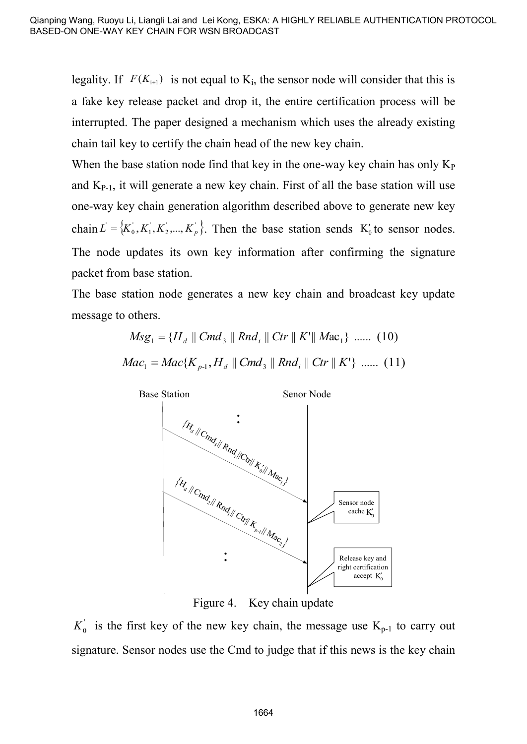legality. If $F(K_{i+1})$ is not equal to $K_i$, the sensor node will consider that this is a fake key release packet and drop it, the entire certification process will be interrupted. The paper designed a mechanism which uses the already existing chain tail key to certify the chain head of the new key chain.

When the base station node find that key in the one-way key chain has only $K_P$ and $K_{P-1}$, it will generate a new key chain. First of all the base station will use one-way key chain generation algorithm described above to generate new key chain $L' = \{K'_0, K'_1, K'_2, ..., K'_p\}$. Then the base station sends $K'_0$ to sensor nodes. The node updates its own key information after confirming the signature packet from base station.

The base station node generates a new key chain and broadcast key update message to others.

$$Msg_1 = \{H_d \parallel Cmd_3 \parallel Rnd_i \parallel Ctr \parallel K' \parallel Mac_1\} \text{ ...... } (10)$$

$$Mac_1 = Mac\{K_{p-1}, H_d \parallel Cmd_3 \parallel Rnd_i \parallel Ctr \parallel K'\} \text{ ...... } (11)$$

Base Station | Senor Node

$\{H_d \parallel Cmd_3 \parallel Rnd_i \parallel Ctr \parallel K'_0 \parallel Mac_1\}$ → Sensor node cache $K'_0$

$\{H_d \parallel Cmd_2 \parallel Rnd_i \parallel Ctr \parallel K_{p-1} \parallel Mac_2\}$ → Release key and right certification accept $K'_0$

Figure 4. Key chain update

$K'_0$ is the first key of the new key chain, the message use $K_{p-1}$ to carry out signature. Sensor nodes use the Cmd to judge that if this news is the key chain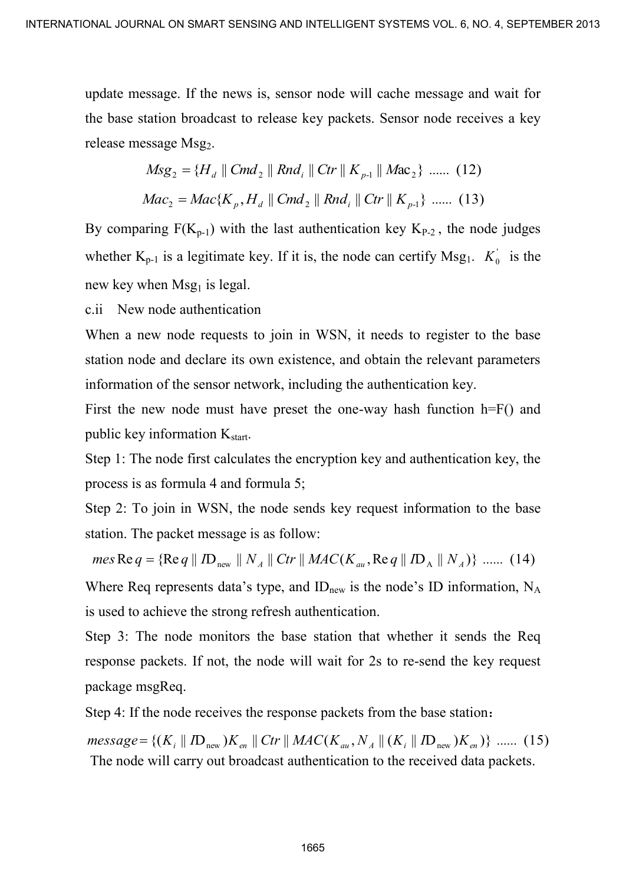update message. If the news is, sensor node will cache message and wait for the base station broadcast to release key packets. Sensor node receives a key release message $Msg_2$.

$$Msg_2 = \{H_d \| Cmd_2 \| Rnd_i \| Ctr \| K_{p\text{-}1} \| Mac_2\} \text{ ...... (12)}$$

$$Mac_2 = Mac\{K_p, H_d \| Cmd_2 \| Rnd_i \| Ctr \| K_{p\text{-}1}\} \text{ ...... (13)}$$

By comparing $F(K_{p-1})$ with the last authentication key $K_{P-2}$, the node judges whether $K_{p-1}$ is a legitimate key. If it is, the node can certify $Msg_1$. $K_0^{'}$ is the new key when $Msg_1$ is legal.

c.ii New node authentication

When a new node requests to join in WSN, it needs to register to the base station node and declare its own existence, and obtain the relevant parameters information of the sensor network, including the authentication key.

First the new node must have preset the one-way hash function h=F() and public key information $K_{start}$.

Step 1: The node first calculates the encryption key and authentication key, the process is as formula 4 and formula 5;

Step 2: To join in WSN, the node sends key request information to the base station. The packet message is as follow:

$$mes\mathrm{Re}\,q = \{\mathrm{Re}\,q \| I\mathrm{D}_{\text{new}} \| N_A \| Ctr \| MAC(K_{au}, \mathrm{Re}\,q \| I\mathrm{D}_{\mathrm{A}} \| N_A)\} \text{ ...... (14)}$$

Where Req represents data's type, and $ID_{new}$ is the node's ID information, $N_A$ is used to achieve the strong refresh authentication.

Step 3: The node monitors the base station that whether it sends the Req response packets. If not, the node will wait for 2s to re-send the key request package msgReq.

Step 4: If the node receives the response packets from the base station：

$$message = \{(K_i \| I\mathrm{D}_{\text{new}})K_{en} \| Ctr \| MAC(K_{au}, N_A \| (K_i \| I\mathrm{D}_{\text{new}})K_{en})\} \text{ ...... (15)}$$

The node will carry out broadcast authentication to the received data packets.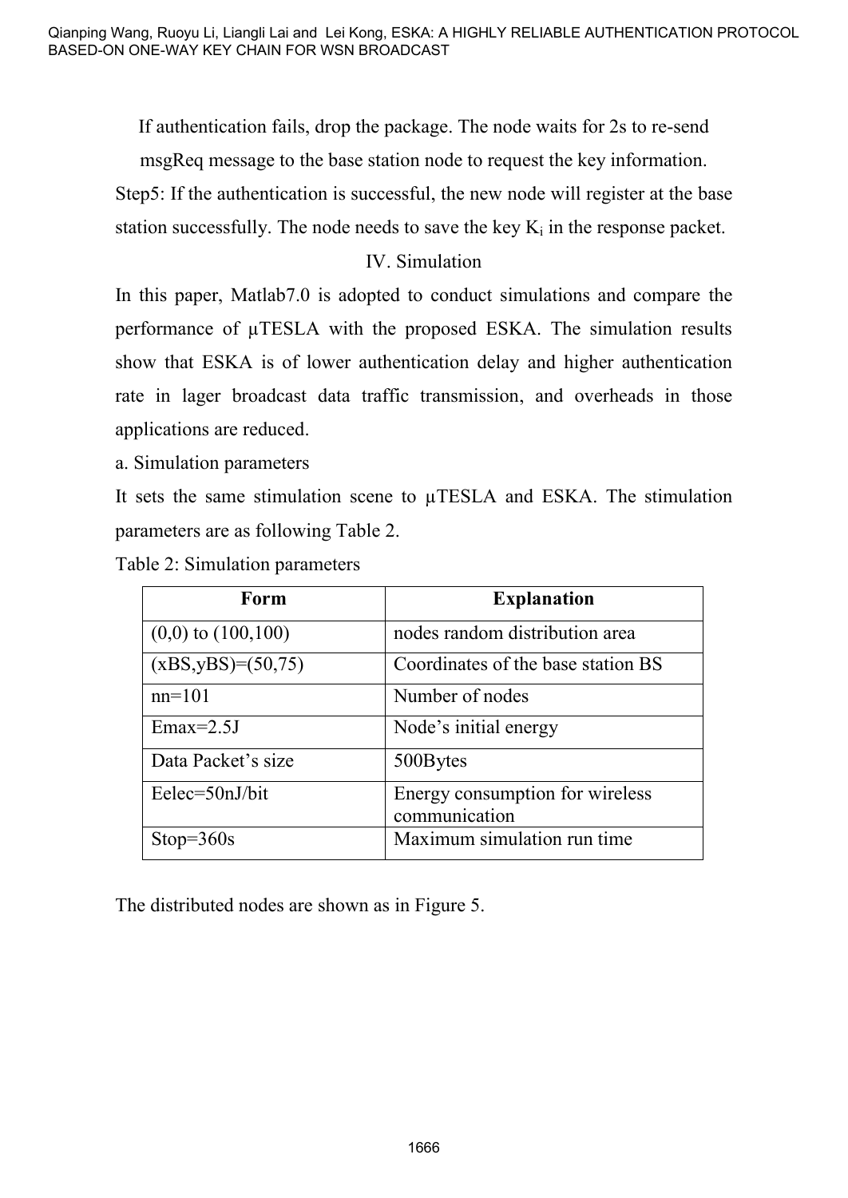If authentication fails, drop the package. The node waits for 2s to re-send msgReq message to the base station node to request the key information.

Step5: If the authentication is successful, the new node will register at the base station successfully. The node needs to save the key $K_i$ in the response packet.

## IV. Simulation

In this paper, Matlab7.0 is adopted to conduct simulations and compare the performance of μTESLA with the proposed ESKA. The simulation results show that ESKA is of lower authentication delay and higher authentication rate in lager broadcast data traffic transmission, and overheads in those applications are reduced.

### a. Simulation parameters

It sets the same stimulation scene to μTESLA and ESKA. The stimulation parameters are as following Table 2.

Table 2: Simulation parameters

| Form | Explanation |
| --- | --- |
| (0,0) to (100,100) | nodes random distribution area |
| (xBS,yBS)=(50,75) | Coordinates of the base station BS |
| nn=101 | Number of nodes |
| Emax=2.5J | Node's initial energy |
| Data Packet's size | 500Bytes |
| Eelec=50nJ/bit | Energy consumption for wireless communication |
| Stop=360s | Maximum simulation run time |

The distributed nodes are shown as in Figure 5.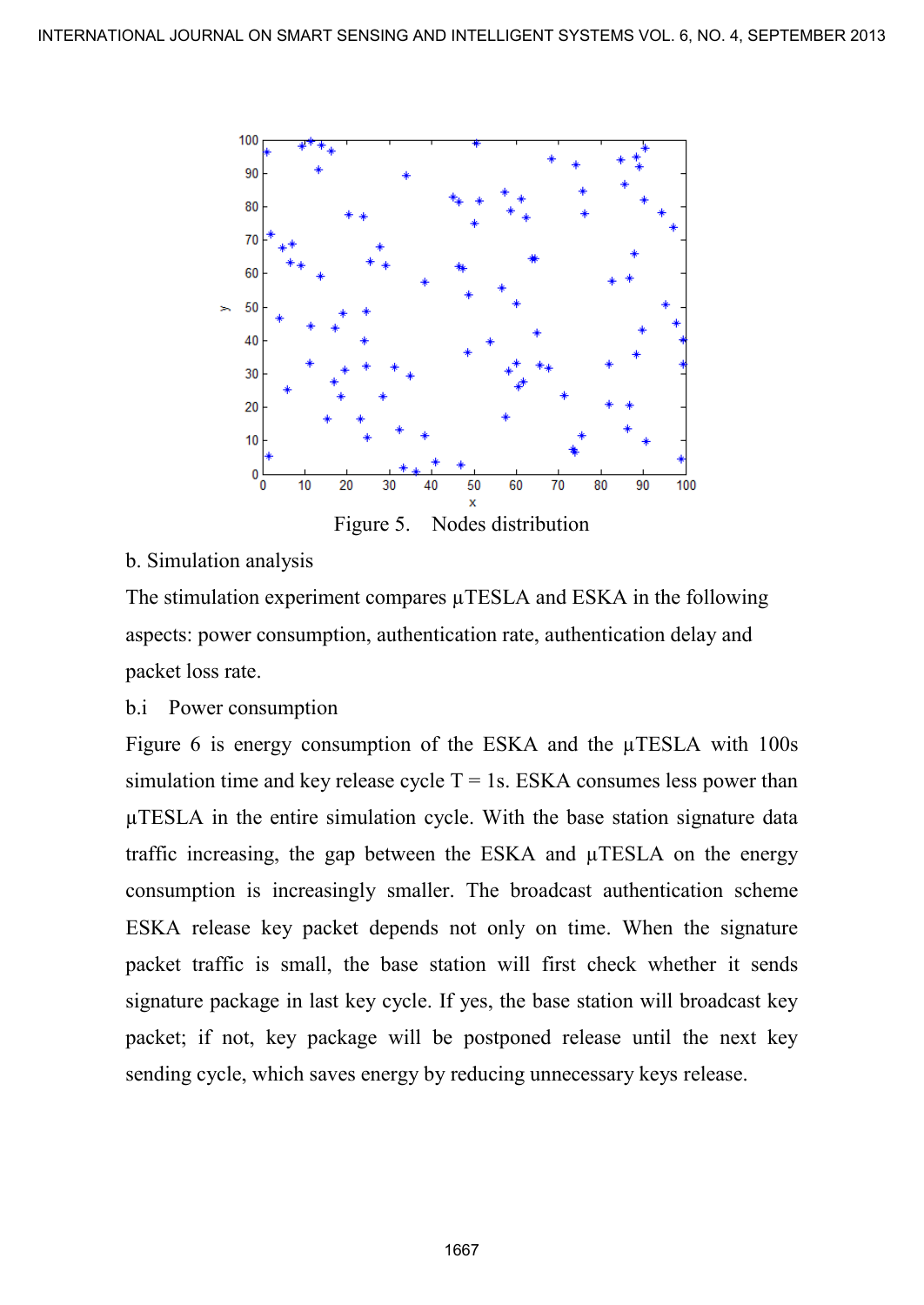Figure 5. Nodes distribution

b. Simulation analysis

The stimulation experiment compares μTESLA and ESKA in the following aspects: power consumption, authentication rate, authentication delay and packet loss rate.

b.i Power consumption

Figure 6 is energy consumption of the ESKA and the μTESLA with 100s simulation time and key release cycle T = 1s. ESKA consumes less power than μTESLA in the entire simulation cycle. With the base station signature data traffic increasing, the gap between the ESKA and μTESLA on the energy consumption is increasingly smaller. The broadcast authentication scheme ESKA release key packet depends not only on time. When the signature packet traffic is small, the base station will first check whether it sends signature package in last key cycle. If yes, the base station will broadcast key packet; if not, key package will be postponed release until the next key sending cycle, which saves energy by reducing unnecessary keys release.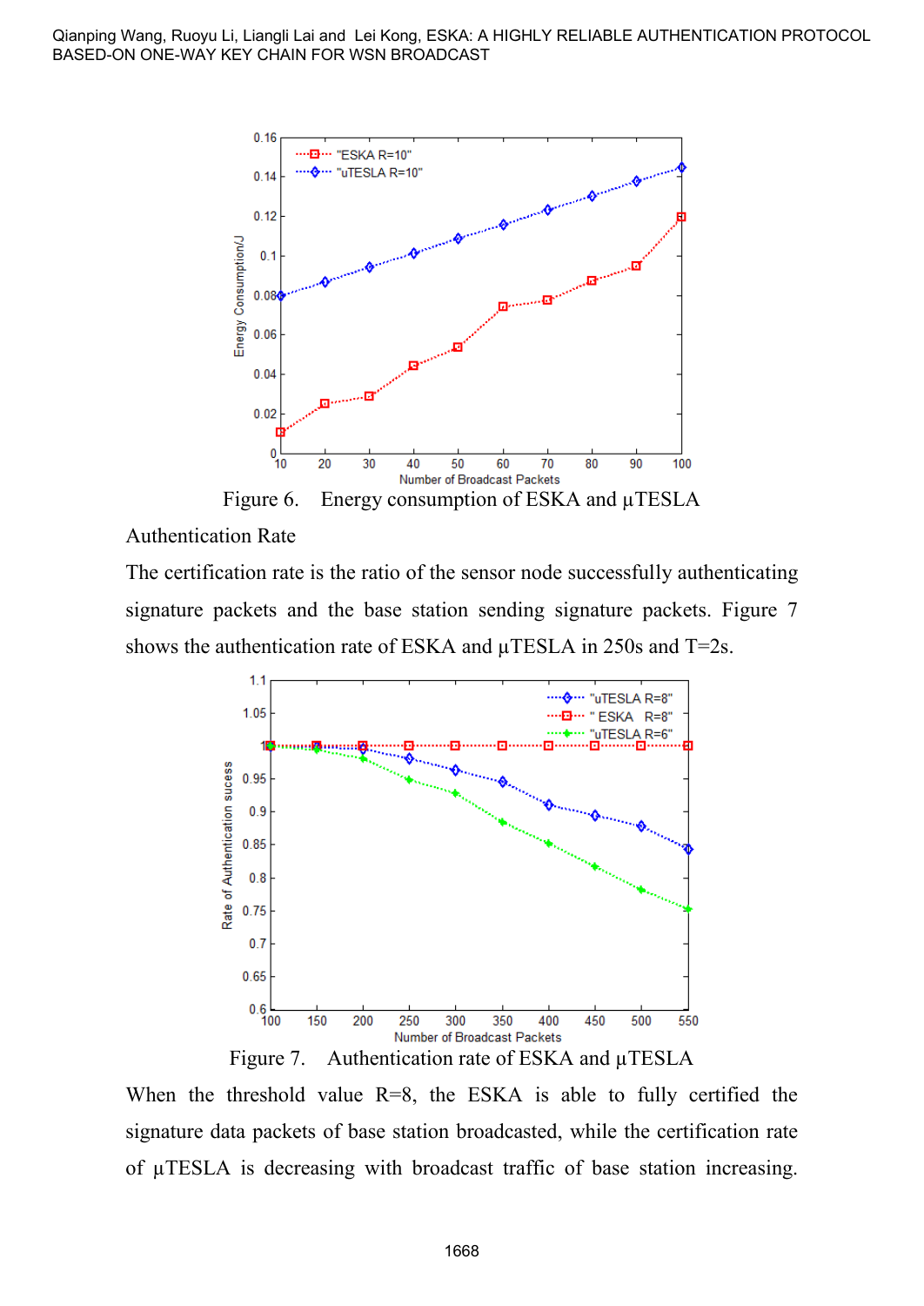Figure 6. Energy consumption of ESKA and μTESLA

Authentication Rate

The certification rate is the ratio of the sensor node successfully authenticating signature packets and the base station sending signature packets. Figure 7 shows the authentication rate of ESKA and μTESLA in 250s and T=2s.

Figure 7. Authentication rate of ESKA and μTESLA

When the threshold value R=8, the ESKA is able to fully certified the signature data packets of base station broadcasted, while the certification rate of μTESLA is decreasing with broadcast traffic of base station increasing.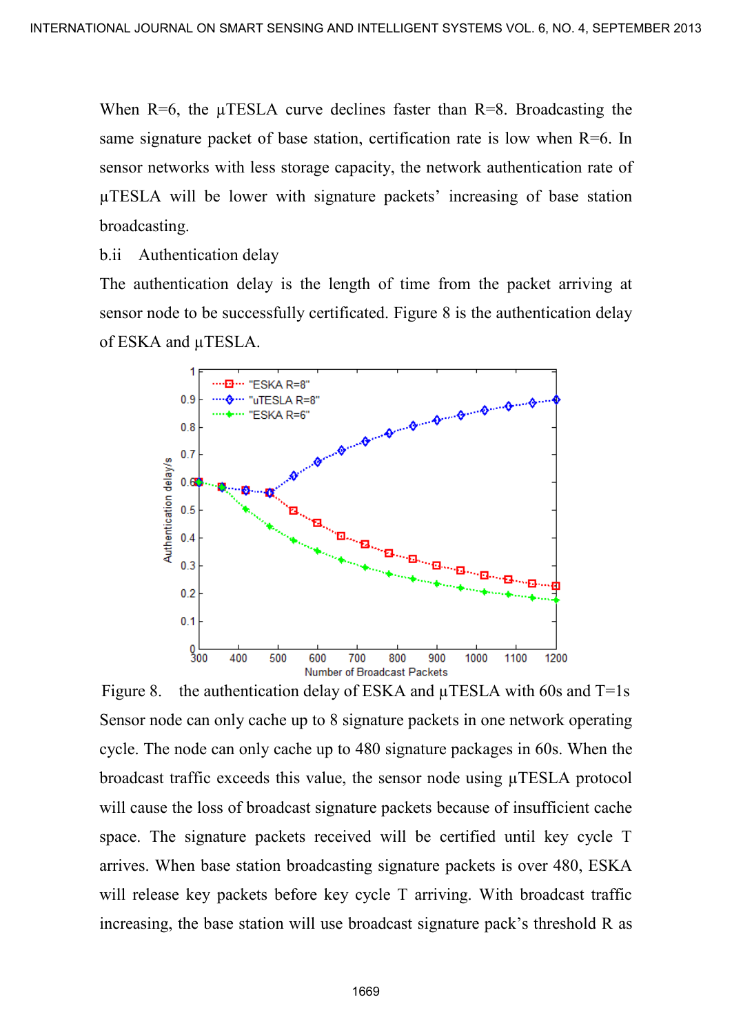When R=6, the μTESLA curve declines faster than R=8. Broadcasting the same signature packet of base station, certification rate is low when R=6. In sensor networks with less storage capacity, the network authentication rate of μTESLA will be lower with signature packets' increasing of base station broadcasting.

b.ii Authentication delay

The authentication delay is the length of time from the packet arriving at sensor node to be successfully certificated. Figure 8 is the authentication delay of ESKA and μTESLA.

Figure 8. the authentication delay of ESKA and μTESLA with 60s and T=1s

Sensor node can only cache up to 8 signature packets in one network operating cycle. The node can only cache up to 480 signature packages in 60s. When the broadcast traffic exceeds this value, the sensor node using μTESLA protocol will cause the loss of broadcast signature packets because of insufficient cache space. The signature packets received will be certified until key cycle T arrives. When base station broadcasting signature packets is over 480, ESKA will release key packets before key cycle T arriving. With broadcast traffic increasing, the base station will use broadcast signature pack's threshold R as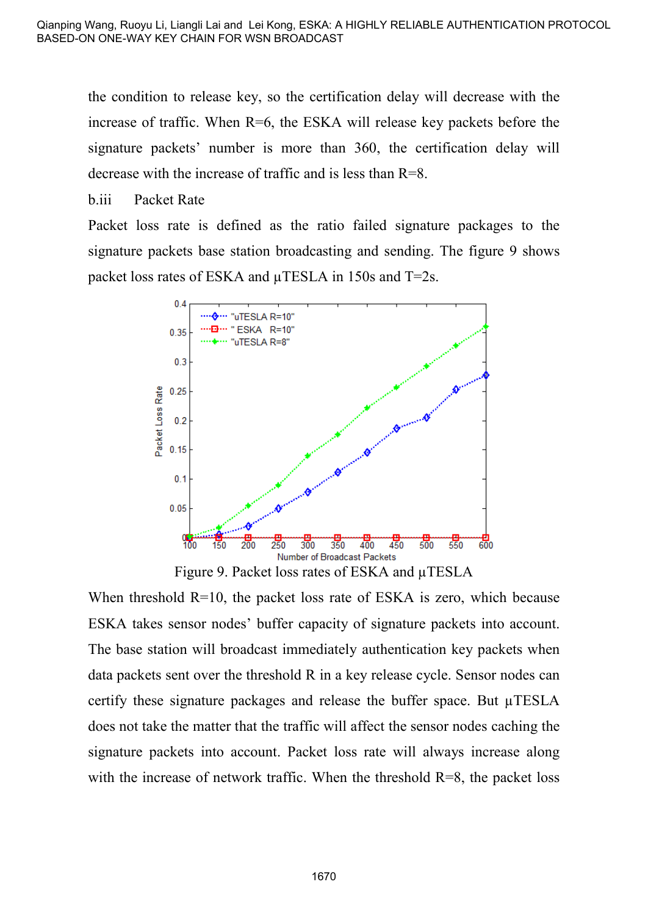the condition to release key, so the certification delay will decrease with the increase of traffic. When R=6, the ESKA will release key packets before the signature packets' number is more than 360, the certification delay will decrease with the increase of traffic and is less than R=8.

b.iii Packet Rate

Packet loss rate is defined as the ratio failed signature packages to the signature packets base station broadcasting and sending. The figure 9 shows packet loss rates of ESKA and µTESLA in 150s and T=2s.

Figure 9. Packet loss rates of ESKA and µTESLA

When threshold R=10, the packet loss rate of ESKA is zero, which because ESKA takes sensor nodes' buffer capacity of signature packets into account. The base station will broadcast immediately authentication key packets when data packets sent over the threshold R in a key release cycle. Sensor nodes can certify these signature packages and release the buffer space. But µTESLA does not take the matter that the traffic will affect the sensor nodes caching the signature packets into account. Packet loss rate will always increase along with the increase of network traffic. When the threshold R=8, the packet loss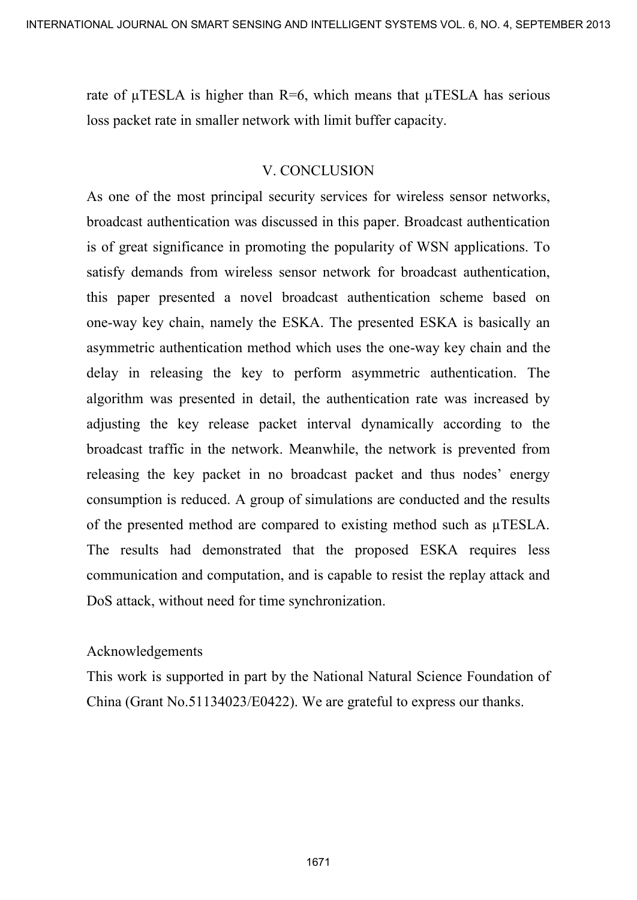rate of μTESLA is higher than R=6, which means that μTESLA has serious loss packet rate in smaller network with limit buffer capacity.

## V. CONCLUSION

As one of the most principal security services for wireless sensor networks, broadcast authentication was discussed in this paper. Broadcast authentication is of great significance in promoting the popularity of WSN applications. To satisfy demands from wireless sensor network for broadcast authentication, this paper presented a novel broadcast authentication scheme based on one-way key chain, namely the ESKA. The presented ESKA is basically an asymmetric authentication method which uses the one-way key chain and the delay in releasing the key to perform asymmetric authentication. The algorithm was presented in detail, the authentication rate was increased by adjusting the key release packet interval dynamically according to the broadcast traffic in the network. Meanwhile, the network is prevented from releasing the key packet in no broadcast packet and thus nodes' energy consumption is reduced. A group of simulations are conducted and the results of the presented method are compared to existing method such as μTESLA. The results had demonstrated that the proposed ESKA requires less communication and computation, and is capable to resist the replay attack and DoS attack, without need for time synchronization.

Acknowledgements

This work is supported in part by the National Natural Science Foundation of China (Grant No.51134023/E0422). We are grateful to express our thanks.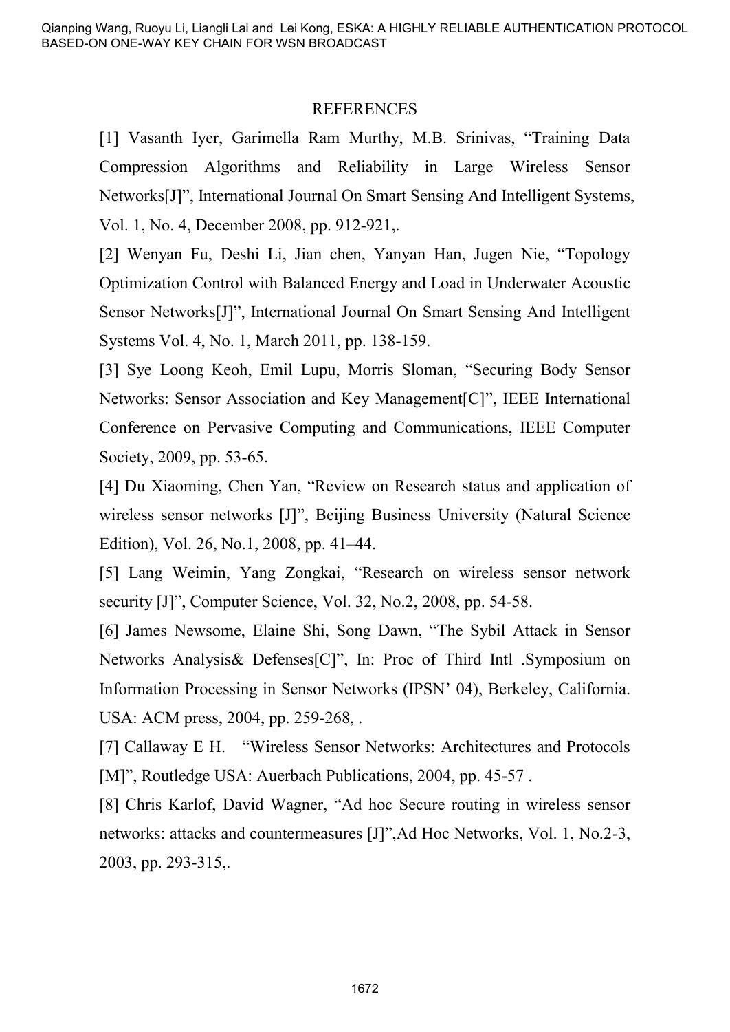## REFERENCES

[1] Vasanth Iyer, Garimella Ram Murthy, M.B. Srinivas, "Training Data Compression Algorithms and Reliability in Large Wireless Sensor Networks[J]", International Journal On Smart Sensing And Intelligent Systems, Vol. 1, No. 4, December 2008, pp. 912-921,.

[2] Wenyan Fu, Deshi Li, Jian chen, Yanyan Han, Jugen Nie, "Topology Optimization Control with Balanced Energy and Load in Underwater Acoustic Sensor Networks[J]", International Journal On Smart Sensing And Intelligent Systems Vol. 4, No. 1, March 2011, pp. 138-159.

[3] Sye Loong Keoh, Emil Lupu, Morris Sloman, "Securing Body Sensor Networks: Sensor Association and Key Management[C]", IEEE International Conference on Pervasive Computing and Communications, IEEE Computer Society, 2009, pp. 53-65.

[4] Du Xiaoming, Chen Yan, "Review on Research status and application of wireless sensor networks [J]", Beijing Business University (Natural Science Edition), Vol. 26, No.1, 2008, pp. 41–44.

[5] Lang Weimin, Yang Zongkai, "Research on wireless sensor network security [J]", Computer Science, Vol. 32, No.2, 2008, pp. 54-58.

[6] James Newsome, Elaine Shi, Song Dawn, "The Sybil Attack in Sensor Networks Analysis& Defenses[C]", In: Proc of Third Intl .Symposium on Information Processing in Sensor Networks (IPSN' 04), Berkeley, California. USA: ACM press, 2004, pp. 259-268, .

[7] Callaway E H. "Wireless Sensor Networks: Architectures and Protocols [M]", Routledge USA: Auerbach Publications, 2004, pp. 45-57 .

[8] Chris Karlof, David Wagner, "Ad hoc Secure routing in wireless sensor networks: attacks and countermeasures [J]",Ad Hoc Networks, Vol. 1, No.2-3, 2003, pp. 293-315,.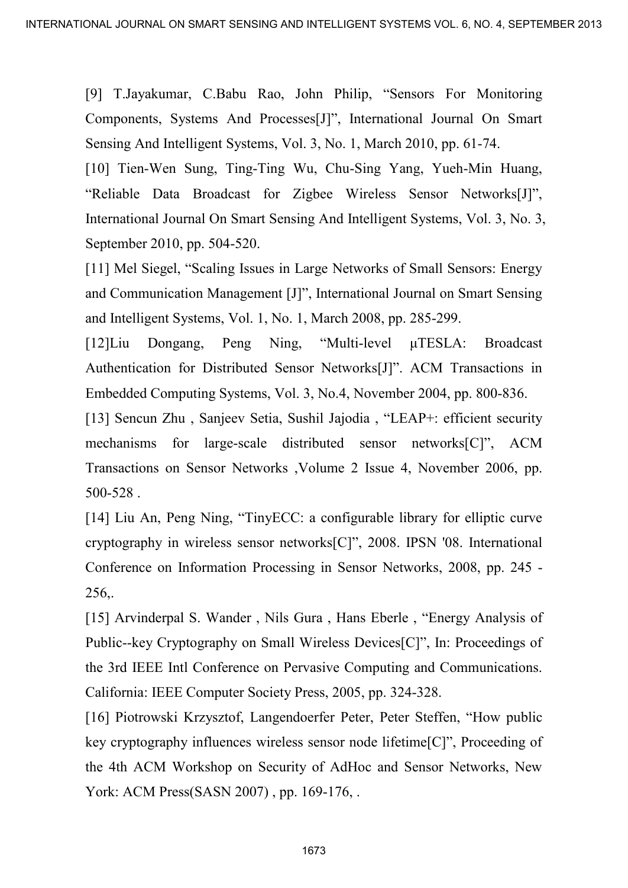[9] T.Jayakumar, C.Babu Rao, John Philip, "Sensors For Monitoring Components, Systems And Processes[J]", International Journal On Smart Sensing And Intelligent Systems, Vol. 3, No. 1, March 2010, pp. 61-74.

[10] Tien-Wen Sung, Ting-Ting Wu, Chu-Sing Yang, Yueh-Min Huang, "Reliable Data Broadcast for Zigbee Wireless Sensor Networks[J]", International Journal On Smart Sensing And Intelligent Systems, Vol. 3, No. 3, September 2010, pp. 504-520.

[11] Mel Siegel, "Scaling Issues in Large Networks of Small Sensors: Energy and Communication Management [J]", International Journal on Smart Sensing and Intelligent Systems, Vol. 1, No. 1, March 2008, pp. 285-299.

[12]Liu Dongang, Peng Ning, "Multi-level μTESLA: Broadcast Authentication for Distributed Sensor Networks[J]". ACM Transactions in Embedded Computing Systems, Vol. 3, No.4, November 2004, pp. 800-836.

[13] Sencun Zhu , Sanjeev Setia, Sushil Jajodia , "LEAP+: efficient security mechanisms for large-scale distributed sensor networks[C]", ACM Transactions on Sensor Networks ,Volume 2 Issue 4, November 2006, pp. 500-528 .

[14] Liu An, Peng Ning, "TinyECC: a configurable library for elliptic curve cryptography in wireless sensor networks[C]", 2008. IPSN '08. International Conference on Information Processing in Sensor Networks, 2008, pp. 245 - 256,.

[15] Arvinderpal S. Wander , Nils Gura , Hans Eberle , "Energy Analysis of Public--key Cryptography on Small Wireless Devices[C]", In: Proceedings of the 3rd IEEE Intl Conference on Pervasive Computing and Communications. California: IEEE Computer Society Press, 2005, pp. 324-328.

[16] Piotrowski Krzysztof, Langendoerfer Peter, Peter Steffen, "How public key cryptography influences wireless sensor node lifetime[C]", Proceeding of the 4th ACM Workshop on Security of AdHoc and Sensor Networks, New York: ACM Press(SASN 2007) , pp. 169-176, .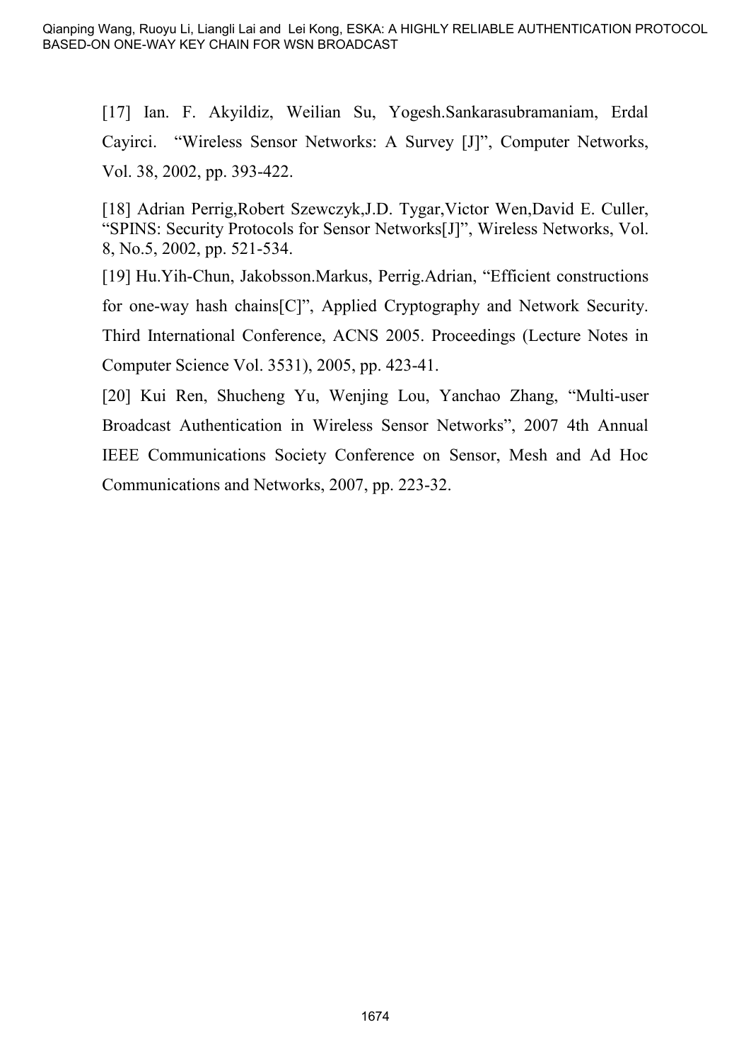[17] Ian. F. Akyildiz, Weilian Su, Yogesh.Sankarasubramaniam, Erdal Cayirci. "Wireless Sensor Networks: A Survey [J]", Computer Networks, Vol. 38, 2002, pp. 393-422.

[18] Adrian Perrig,Robert Szewczyk,J.D. Tygar,Victor Wen,David E. Culler, "SPINS: Security Protocols for Sensor Networks[J]", Wireless Networks, Vol. 8, No.5, 2002, pp. 521-534.

[19] Hu.Yih-Chun, Jakobsson.Markus, Perrig.Adrian, "Efficient constructions for one-way hash chains[C]", Applied Cryptography and Network Security. Third International Conference, ACNS 2005. Proceedings (Lecture Notes in Computer Science Vol. 3531), 2005, pp. 423-41.

[20] Kui Ren, Shucheng Yu, Wenjing Lou, Yanchao Zhang, "Multi-user Broadcast Authentication in Wireless Sensor Networks", 2007 4th Annual IEEE Communications Society Conference on Sensor, Mesh and Ad Hoc Communications and Networks, 2007, pp. 223-32.